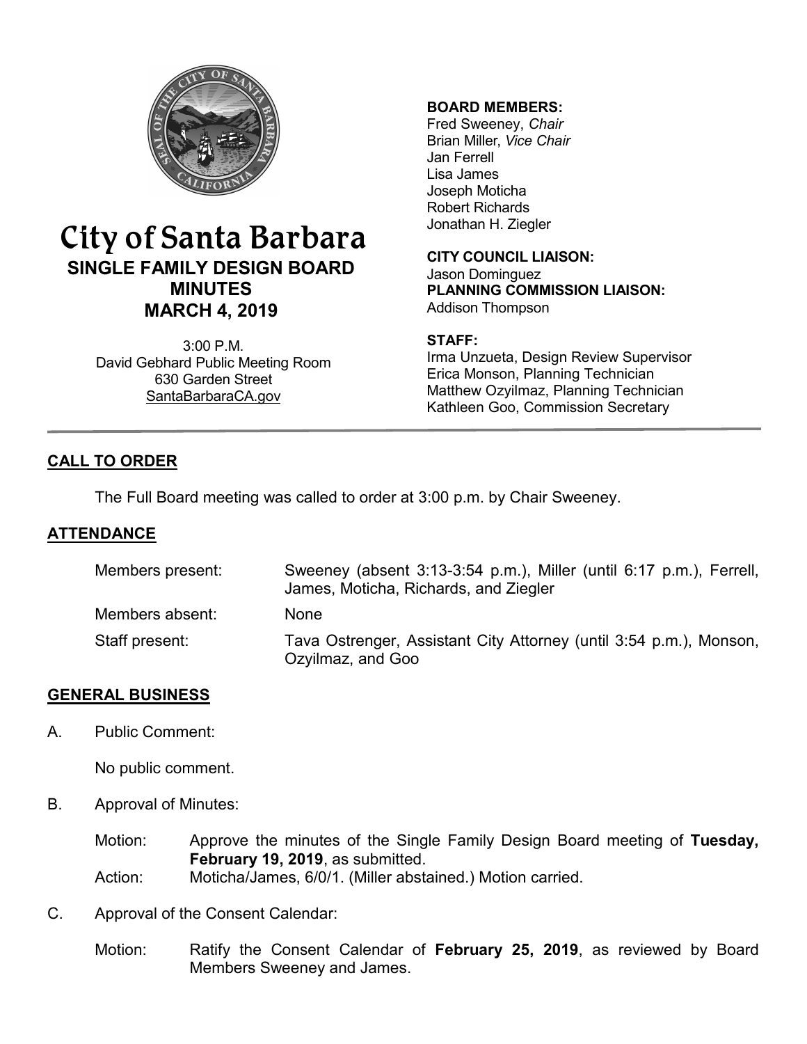# City of Santa Barbara

## SINGLE FAMILY DESIGN BOARD MINUTES

## MARCH 4, 2019

3:00 P.M.
David Gebhard Public Meeting Room
630 Garden Street
SantaBarbaraCA.gov

**BOARD MEMBERS:**
Fred Sweeney, *Chair*
Brian Miller, *Vice Chair*
Jan Ferrell
Lisa James
Joseph Moticha
Robert Richards
Jonathan H. Ziegler

**CITY COUNCIL LIAISON:**
Jason Dominguez

**PLANNING COMMISSION LIAISON:**
Addison Thompson

**STAFF:**
Irma Unzueta, Design Review Supervisor
Erica Monson, Planning Technician
Matthew Ozyilmaz, Planning Technician
Kathleen Goo, Commission Secretary

---

## CALL TO ORDER

The Full Board meeting was called to order at 3:00 p.m. by Chair Sweeney.

## ATTENDANCE

| | |
|---|---|
| Members present: | Sweeney (absent 3:13-3:54 p.m.), Miller (until 6:17 p.m.), Ferrell, James, Moticha, Richards, and Ziegler |
| Members absent: | None |
| Staff present: | Tava Ostrenger, Assistant City Attorney (until 3:54 p.m.), Monson, Ozyilmaz, and Goo |

## GENERAL BUSINESS

A. Public Comment:

No public comment.

B. Approval of Minutes:

Motion: Approve the minutes of the Single Family Design Board meeting of **Tuesday, February 19, 2019**, as submitted.
Action: Moticha/James, 6/0/1. (Miller abstained.) Motion carried.

C. Approval of the Consent Calendar:

Motion: Ratify the Consent Calendar of **February 25, 2019**, as reviewed by Board Members Sweeney and James.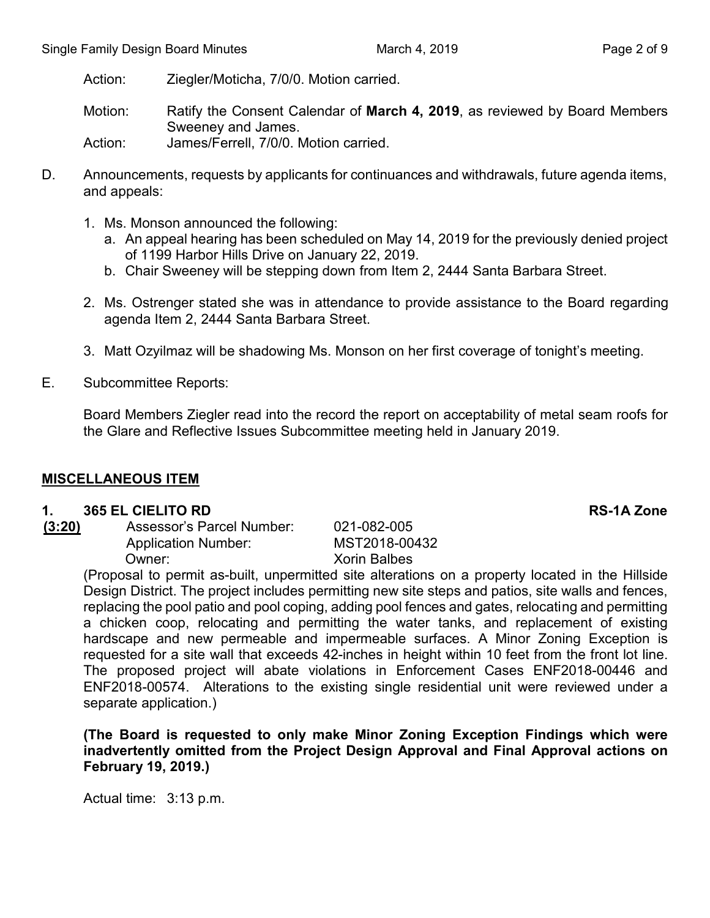Action: Ziegler/Moticha, 7/0/0. Motion carried.

Motion: Ratify the Consent Calendar of **March 4, 2019**, as reviewed by Board Members Sweeney and James.

Action: James/Ferrell, 7/0/0. Motion carried.

D. Announcements, requests by applicants for continuances and withdrawals, future agenda items, and appeals:

   1. Ms. Monson announced the following:
      a. An appeal hearing has been scheduled on May 14, 2019 for the previously denied project of 1199 Harbor Hills Drive on January 22, 2019.
      b. Chair Sweeney will be stepping down from Item 2, 2444 Santa Barbara Street.

   2. Ms. Ostrenger stated she was in attendance to provide assistance to the Board regarding agenda Item 2, 2444 Santa Barbara Street.

   3. Matt Ozyilmaz will be shadowing Ms. Monson on her first coverage of tonight's meeting.

E. Subcommittee Reports:

   Board Members Ziegler read into the record the report on acceptability of metal seam roofs for the Glare and Reflective Issues Subcommittee meeting held in January 2019.

## MISCELLANEOUS ITEM

**1. 365 EL CIELITO RD** **RS-1A Zone**

**(3:20)**

Assessor's Parcel Number: 021-082-005
Application Number: MST2018-00432
Owner: Xorin Balbes

(Proposal to permit as-built, unpermitted site alterations on a property located in the Hillside Design District. The project includes permitting new site steps and patios, site walls and fences, replacing the pool patio and pool coping, adding pool fences and gates, relocating and permitting a chicken coop, relocating and permitting the water tanks, and replacement of existing hardscape and new permeable and impermeable surfaces. A Minor Zoning Exception is requested for a site wall that exceeds 42-inches in height within 10 feet from the front lot line. The proposed project will abate violations in Enforcement Cases ENF2018-00446 and ENF2018-00574. Alterations to the existing single residential unit were reviewed under a separate application.)

**(The Board is requested to only make Minor Zoning Exception Findings which were inadvertently omitted from the Project Design Approval and Final Approval actions on February 19, 2019.)**

Actual time: 3:13 p.m.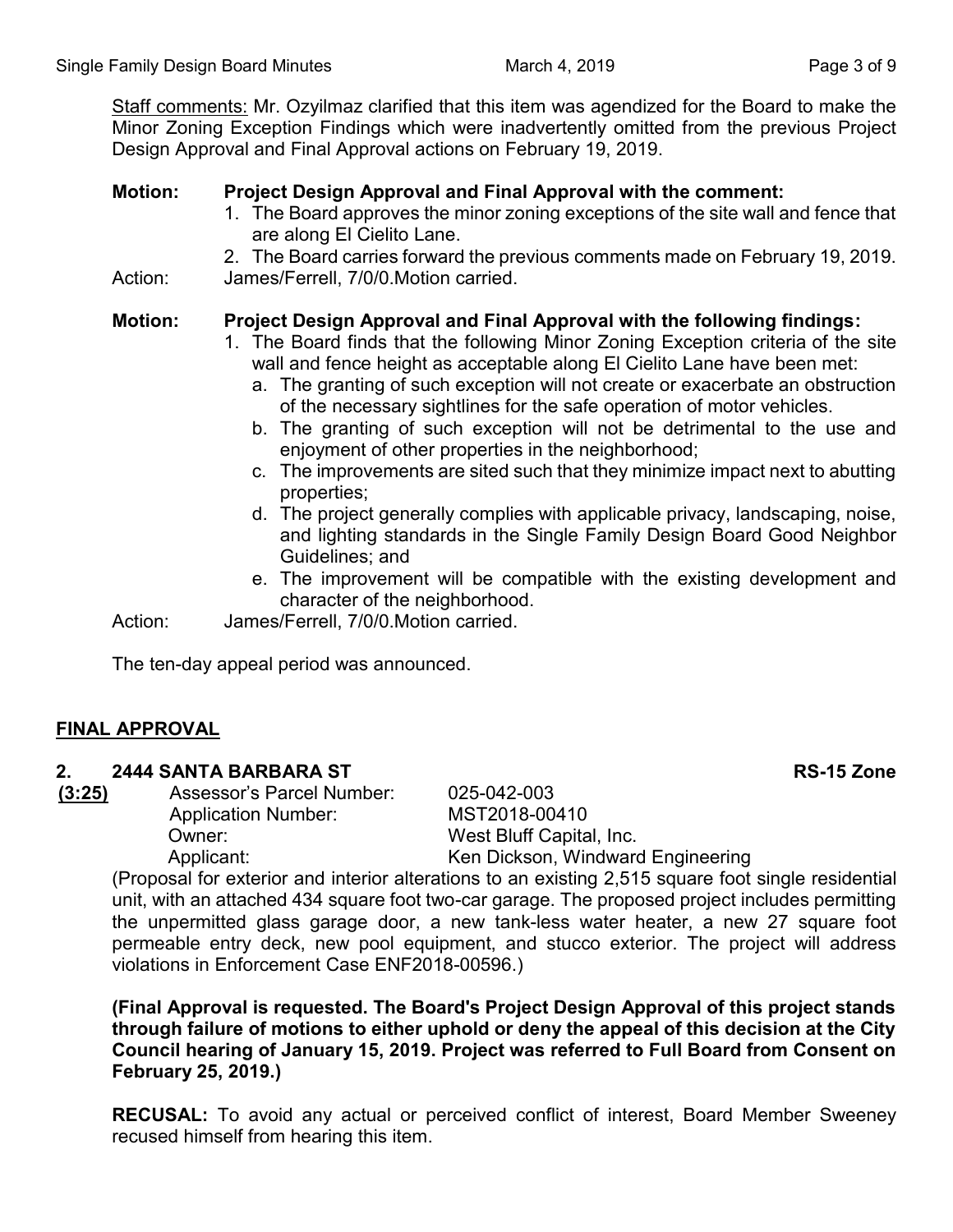Staff comments: Mr. Ozyilmaz clarified that this item was agendized for the Board to make the Minor Zoning Exception Findings which were inadvertently omitted from the previous Project Design Approval and Final Approval actions on February 19, 2019.

**Motion: Project Design Approval and Final Approval with the comment:**

1. The Board approves the minor zoning exceptions of the site wall and fence that are along El Cielito Lane.
2. The Board carries forward the previous comments made on February 19, 2019.

Action: James/Ferrell, 7/0/0.Motion carried.

**Motion: Project Design Approval and Final Approval with the following findings:**

1. The Board finds that the following Minor Zoning Exception criteria of the site wall and fence height as acceptable along El Cielito Lane have been met:
   a. The granting of such exception will not create or exacerbate an obstruction of the necessary sightlines for the safe operation of motor vehicles.
   b. The granting of such exception will not be detrimental to the use and enjoyment of other properties in the neighborhood;
   c. The improvements are sited such that they minimize impact next to abutting properties;
   d. The project generally complies with applicable privacy, landscaping, noise, and lighting standards in the Single Family Design Board Good Neighbor Guidelines; and
   e. The improvement will be compatible with the existing development and character of the neighborhood.

Action: James/Ferrell, 7/0/0.Motion carried.

The ten-day appeal period was announced.

## FINAL APPROVAL

### 2. 2444 SANTA BARBARA ST — RS-15 Zone

**(3:25)**
Assessor's Parcel Number: 025-042-003
Application Number: MST2018-00410
Owner: West Bluff Capital, Inc.
Applicant: Ken Dickson, Windward Engineering

(Proposal for exterior and interior alterations to an existing 2,515 square foot single residential unit, with an attached 434 square foot two-car garage. The proposed project includes permitting the unpermitted glass garage door, a new tank-less water heater, a new 27 square foot permeable entry deck, new pool equipment, and stucco exterior. The project will address violations in Enforcement Case ENF2018-00596.)

**(Final Approval is requested. The Board's Project Design Approval of this project stands through failure of motions to either uphold or deny the appeal of this decision at the City Council hearing of January 15, 2019. Project was referred to Full Board from Consent on February 25, 2019.)**

**RECUSAL:** To avoid any actual or perceived conflict of interest, Board Member Sweeney recused himself from hearing this item.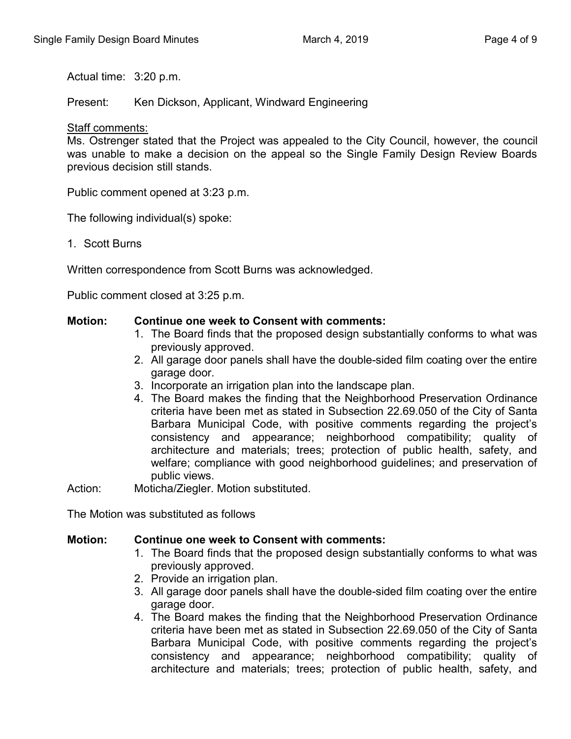Actual time: 3:20 p.m.

Present: Ken Dickson, Applicant, Windward Engineering

Staff comments:
Ms. Ostrenger stated that the Project was appealed to the City Council, however, the council was unable to make a decision on the appeal so the Single Family Design Review Boards previous decision still stands.

Public comment opened at 3:23 p.m.

The following individual(s) spoke:

1. Scott Burns

Written correspondence from Scott Burns was acknowledged.

Public comment closed at 3:25 p.m.

**Motion: Continue one week to Consent with comments:**

1. The Board finds that the proposed design substantially conforms to what was previously approved.
2. All garage door panels shall have the double-sided film coating over the entire garage door.
3. Incorporate an irrigation plan into the landscape plan.
4. The Board makes the finding that the Neighborhood Preservation Ordinance criteria have been met as stated in Subsection 22.69.050 of the City of Santa Barbara Municipal Code, with positive comments regarding the project's consistency and appearance; neighborhood compatibility; quality of architecture and materials; trees; protection of public health, safety, and welfare; compliance with good neighborhood guidelines; and preservation of public views.

Action: Moticha/Ziegler. Motion substituted.

The Motion was substituted as follows

**Motion: Continue one week to Consent with comments:**

1. The Board finds that the proposed design substantially conforms to what was previously approved.
2. Provide an irrigation plan.
3. All garage door panels shall have the double-sided film coating over the entire garage door.
4. The Board makes the finding that the Neighborhood Preservation Ordinance criteria have been met as stated in Subsection 22.69.050 of the City of Santa Barbara Municipal Code, with positive comments regarding the project's consistency and appearance; neighborhood compatibility; quality of architecture and materials; trees; protection of public health, safety, and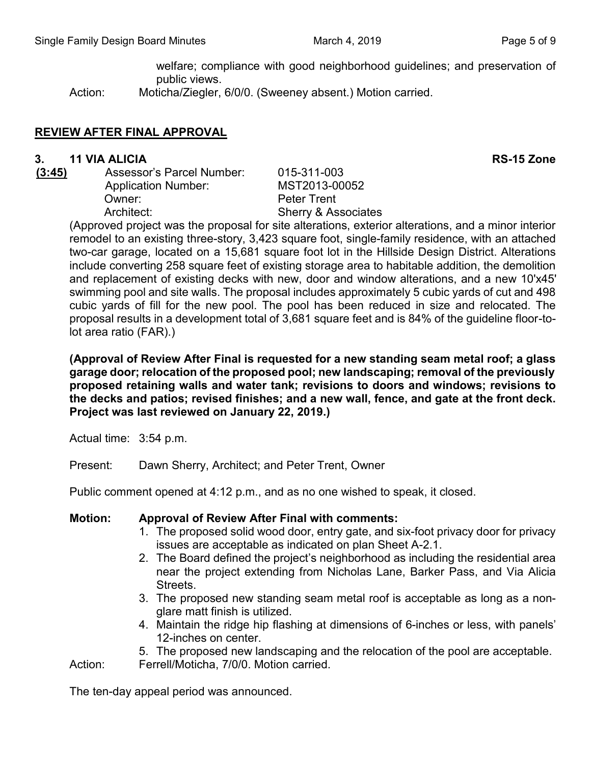welfare; compliance with good neighborhood guidelines; and preservation of public views.

Action: Moticha/Ziegler, 6/0/0. (Sweeney absent.) Motion carried.

## REVIEW AFTER FINAL APPROVAL

### 3. 11 VIA ALICIA — RS-15 Zone

**(3:45)**

| | |
|---|---|
| Assessor's Parcel Number: | 015-311-003 |
| Application Number: | MST2013-00052 |
| Owner: | Peter Trent |
| Architect: | Sherry & Associates |

(Approved project was the proposal for site alterations, exterior alterations, and a minor interior remodel to an existing three-story, 3,423 square foot, single-family residence, with an attached two-car garage, located on a 15,681 square foot lot in the Hillside Design District. Alterations include converting 258 square feet of existing storage area to habitable addition, the demolition and replacement of existing decks with new, door and window alterations, and a new 10'x45' swimming pool and site walls. The proposal includes approximately 5 cubic yards of cut and 498 cubic yards of fill for the new pool. The pool has been reduced in size and relocated. The proposal results in a development total of 3,681 square feet and is 84% of the guideline floor-to-lot area ratio (FAR).)

**(Approval of Review After Final is requested for a new standing seam metal roof; a glass garage door; relocation of the proposed pool; new landscaping; removal of the previously proposed retaining walls and water tank; revisions to doors and windows; revisions to the decks and patios; revised finishes; and a new wall, fence, and gate at the front deck. Project was last reviewed on January 22, 2019.)**

Actual time: 3:54 p.m.

Present: Dawn Sherry, Architect; and Peter Trent, Owner

Public comment opened at 4:12 p.m., and as no one wished to speak, it closed.

**Motion: Approval of Review After Final with comments:**

1. The proposed solid wood door, entry gate, and six-foot privacy door for privacy issues are acceptable as indicated on plan Sheet A-2.1.
2. The Board defined the project's neighborhood as including the residential area near the project extending from Nicholas Lane, Barker Pass, and Via Alicia Streets.
3. The proposed new standing seam metal roof is acceptable as long as a non-glare matt finish is utilized.
4. Maintain the ridge hip flashing at dimensions of 6-inches or less, with panels' 12-inches on center.
5. The proposed new landscaping and the relocation of the pool are acceptable.

Action: Ferrell/Moticha, 7/0/0. Motion carried.

The ten-day appeal period was announced.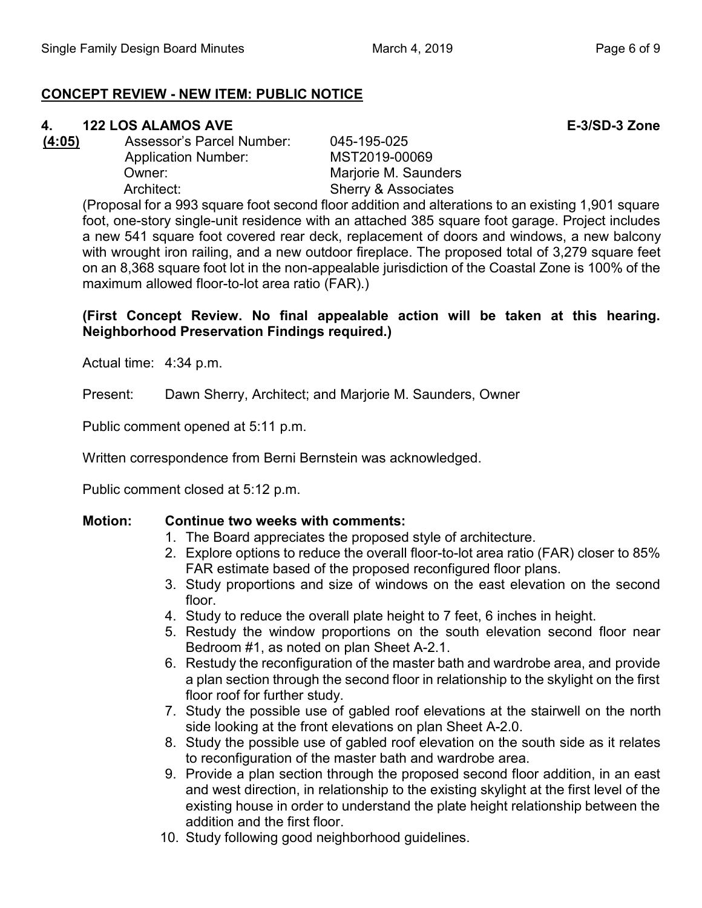## CONCEPT REVIEW - NEW ITEM: PUBLIC NOTICE

### 4. 122 LOS ALAMOS AVE — E-3/SD-3 Zone

**(4:05)**

| | |
|---|---|
| Assessor's Parcel Number: | 045-195-025 |
| Application Number: | MST2019-00069 |
| Owner: | Marjorie M. Saunders |
| Architect: | Sherry & Associates |

(Proposal for a 993 square foot second floor addition and alterations to an existing 1,901 square foot, one-story single-unit residence with an attached 385 square foot garage. Project includes a new 541 square foot covered rear deck, replacement of doors and windows, a new balcony with wrought iron railing, and a new outdoor fireplace. The proposed total of 3,279 square feet on an 8,368 square foot lot in the non-appealable jurisdiction of the Coastal Zone is 100% of the maximum allowed floor-to-lot area ratio (FAR).)

**(First Concept Review. No final appealable action will be taken at this hearing. Neighborhood Preservation Findings required.)**

Actual time: 4:34 p.m.

Present: Dawn Sherry, Architect; and Marjorie M. Saunders, Owner

Public comment opened at 5:11 p.m.

Written correspondence from Berni Bernstein was acknowledged.

Public comment closed at 5:12 p.m.

**Motion: Continue two weeks with comments:**

1. The Board appreciates the proposed style of architecture.
2. Explore options to reduce the overall floor-to-lot area ratio (FAR) closer to 85% FAR estimate based of the proposed reconfigured floor plans.
3. Study proportions and size of windows on the east elevation on the second floor.
4. Study to reduce the overall plate height to 7 feet, 6 inches in height.
5. Restudy the window proportions on the south elevation second floor near Bedroom #1, as noted on plan Sheet A-2.1.
6. Restudy the reconfiguration of the master bath and wardrobe area, and provide a plan section through the second floor in relationship to the skylight on the first floor roof for further study.
7. Study the possible use of gabled roof elevations at the stairwell on the north side looking at the front elevations on plan Sheet A-2.0.
8. Study the possible use of gabled roof elevation on the south side as it relates to reconfiguration of the master bath and wardrobe area.
9. Provide a plan section through the proposed second floor addition, in an east and west direction, in relationship to the existing skylight at the first level of the existing house in order to understand the plate height relationship between the addition and the first floor.
10. Study following good neighborhood guidelines.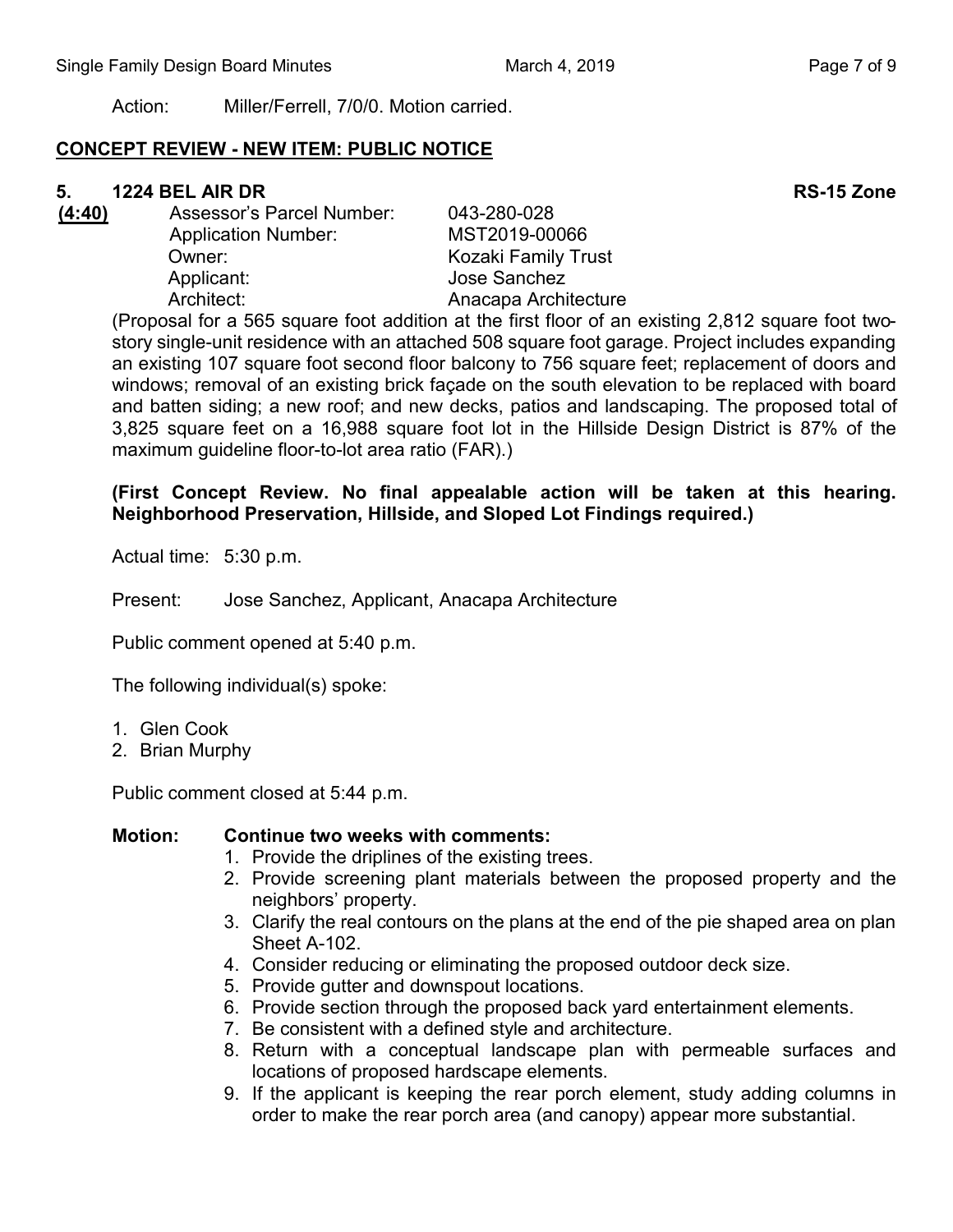Action: Miller/Ferrell, 7/0/0. Motion carried.

## CONCEPT REVIEW - NEW ITEM: PUBLIC NOTICE

### 5. 1224 BEL AIR DR — RS-15 Zone

**(4:40)**

| | |
|---|---|
| Assessor's Parcel Number: | 043-280-028 |
| Application Number: | MST2019-00066 |
| Owner: | Kozaki Family Trust |
| Applicant: | Jose Sanchez |
| Architect: | Anacapa Architecture |

(Proposal for a 565 square foot addition at the first floor of an existing 2,812 square foot two-story single-unit residence with an attached 508 square foot garage. Project includes expanding an existing 107 square foot second floor balcony to 756 square feet; replacement of doors and windows; removal of an existing brick façade on the south elevation to be replaced with board and batten siding; a new roof; and new decks, patios and landscaping. The proposed total of 3,825 square feet on a 16,988 square foot lot in the Hillside Design District is 87% of the maximum guideline floor-to-lot area ratio (FAR).)

**(First Concept Review. No final appealable action will be taken at this hearing. Neighborhood Preservation, Hillside, and Sloped Lot Findings required.)**

Actual time: 5:30 p.m.

Present: Jose Sanchez, Applicant, Anacapa Architecture

Public comment opened at 5:40 p.m.

The following individual(s) spoke:

1. Glen Cook
2. Brian Murphy

Public comment closed at 5:44 p.m.

**Motion: Continue two weeks with comments:**

1. Provide the driplines of the existing trees.
2. Provide screening plant materials between the proposed property and the neighbors' property.
3. Clarify the real contours on the plans at the end of the pie shaped area on plan Sheet A-102.
4. Consider reducing or eliminating the proposed outdoor deck size.
5. Provide gutter and downspout locations.
6. Provide section through the proposed back yard entertainment elements.
7. Be consistent with a defined style and architecture.
8. Return with a conceptual landscape plan with permeable surfaces and locations of proposed hardscape elements.
9. If the applicant is keeping the rear porch element, study adding columns in order to make the rear porch area (and canopy) appear more substantial.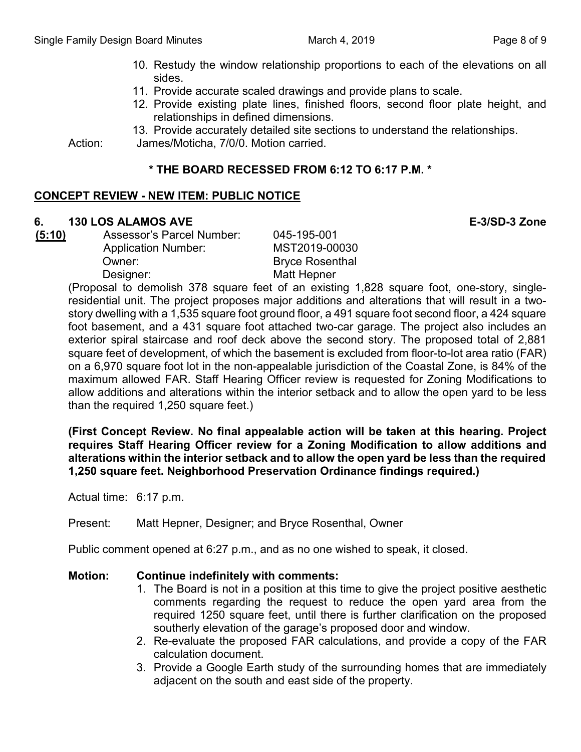10. Restudy the window relationship proportions to each of the elevations on all sides.
11. Provide accurate scaled drawings and provide plans to scale.
12. Provide existing plate lines, finished floors, second floor plate height, and relationships in defined dimensions.
13. Provide accurately detailed site sections to understand the relationships.

Action: James/Moticha, 7/0/0. Motion carried.

**\* THE BOARD RECESSED FROM 6:12 TO 6:17 P.M. \***

## CONCEPT REVIEW - NEW ITEM: PUBLIC NOTICE

### 6. 130 LOS ALAMOS AVE — E-3/SD-3 Zone

**(5:10)**

Assessor's Parcel Number: 045-195-001
Application Number: MST2019-00030
Owner: Bryce Rosenthal
Designer: Matt Hepner

(Proposal to demolish 378 square feet of an existing 1,828 square foot, one-story, single-residential unit. The project proposes major additions and alterations that will result in a two-story dwelling with a 1,535 square foot ground floor, a 491 square foot second floor, a 424 square foot basement, and a 431 square foot attached two-car garage. The project also includes an exterior spiral staircase and roof deck above the second story. The proposed total of 2,881 square feet of development, of which the basement is excluded from floor-to-lot area ratio (FAR) on a 6,970 square foot lot in the non-appealable jurisdiction of the Coastal Zone, is 84% of the maximum allowed FAR. Staff Hearing Officer review is requested for Zoning Modifications to allow additions and alterations within the interior setback and to allow the open yard to be less than the required 1,250 square feet.)

**(First Concept Review. No final appealable action will be taken at this hearing. Project requires Staff Hearing Officer review for a Zoning Modification to allow additions and alterations within the interior setback and to allow the open yard be less than the required 1,250 square feet. Neighborhood Preservation Ordinance findings required.)**

Actual time: 6:17 p.m.

Present: Matt Hepner, Designer; and Bryce Rosenthal, Owner

Public comment opened at 6:27 p.m., and as no one wished to speak, it closed.

**Motion: Continue indefinitely with comments:**

1. The Board is not in a position at this time to give the project positive aesthetic comments regarding the request to reduce the open yard area from the required 1250 square feet, until there is further clarification on the proposed southerly elevation of the garage's proposed door and window.
2. Re-evaluate the proposed FAR calculations, and provide a copy of the FAR calculation document.
3. Provide a Google Earth study of the surrounding homes that are immediately adjacent on the south and east side of the property.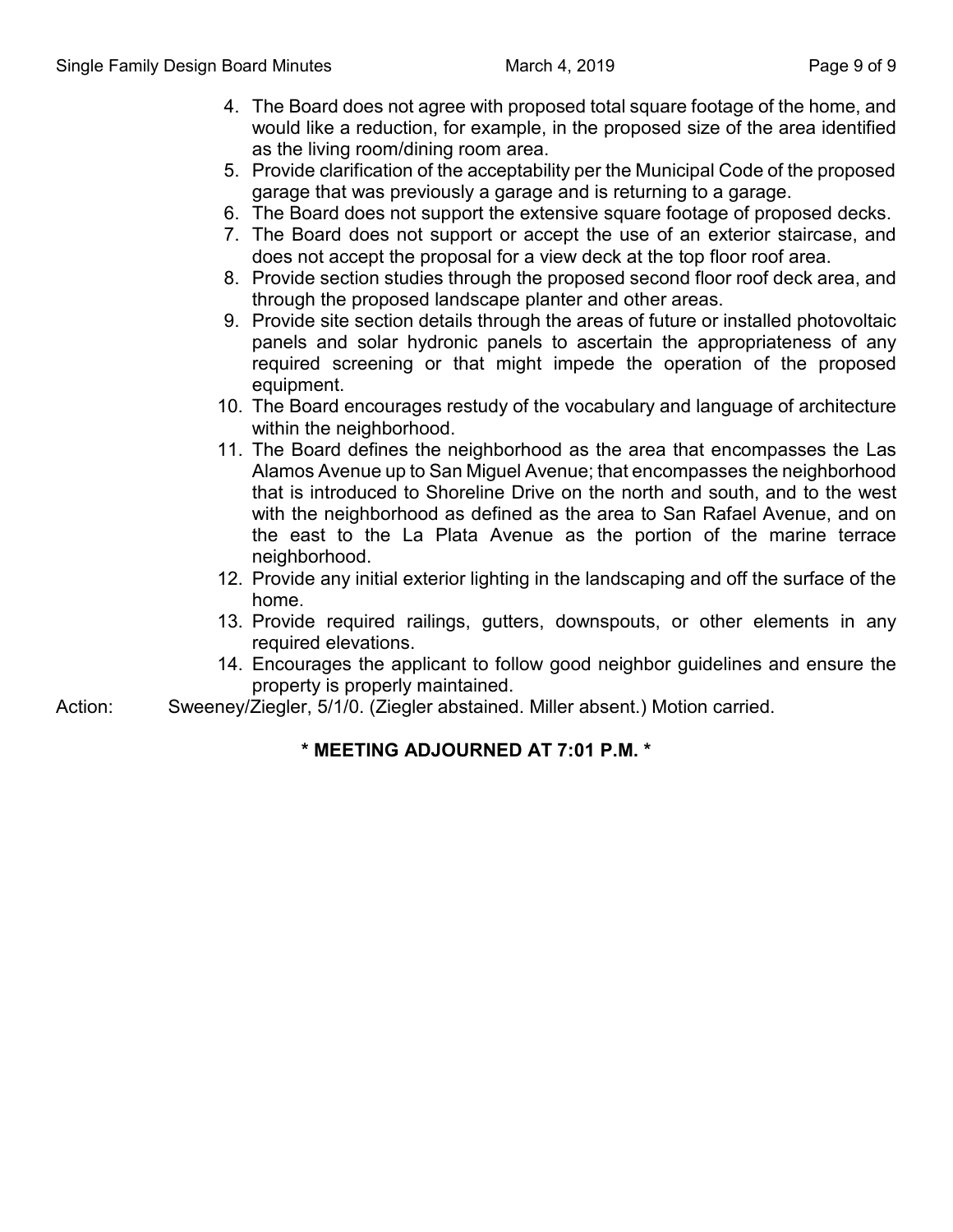4. The Board does not agree with proposed total square footage of the home, and would like a reduction, for example, in the proposed size of the area identified as the living room/dining room area.
5. Provide clarification of the acceptability per the Municipal Code of the proposed garage that was previously a garage and is returning to a garage.
6. The Board does not support the extensive square footage of proposed decks.
7. The Board does not support or accept the use of an exterior staircase, and does not accept the proposal for a view deck at the top floor roof area.
8. Provide section studies through the proposed second floor roof deck area, and through the proposed landscape planter and other areas.
9. Provide site section details through the areas of future or installed photovoltaic panels and solar hydronic panels to ascertain the appropriateness of any required screening or that might impede the operation of the proposed equipment.
10. The Board encourages restudy of the vocabulary and language of architecture within the neighborhood.
11. The Board defines the neighborhood as the area that encompasses the Las Alamos Avenue up to San Miguel Avenue; that encompasses the neighborhood that is introduced to Shoreline Drive on the north and south, and to the west with the neighborhood as defined as the area to San Rafael Avenue, and on the east to the La Plata Avenue as the portion of the marine terrace neighborhood.
12. Provide any initial exterior lighting in the landscaping and off the surface of the home.
13. Provide required railings, gutters, downspouts, or other elements in any required elevations.
14. Encourages the applicant to follow good neighbor guidelines and ensure the property is properly maintained.

Action: Sweeney/Ziegler, 5/1/0. (Ziegler abstained. Miller absent.) Motion carried.

**\* MEETING ADJOURNED AT 7:01 P.M. \***